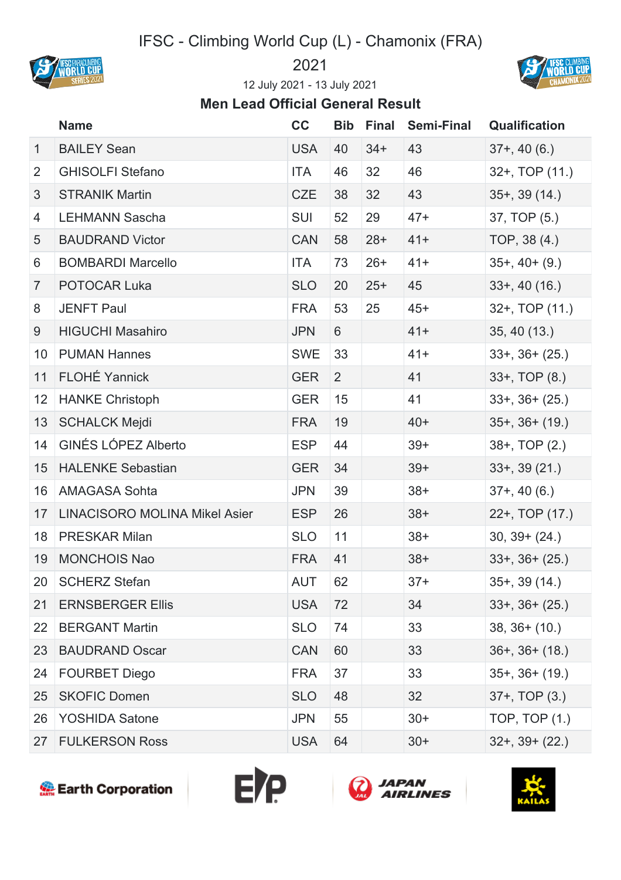# IFSC - Climbing World Cup (L) - Chamonix (FRA) 2021

12 July 2021 - 13 July 2021

## Men Lead Official General Result

| | Name | CC | Bib | Final | Semi-Final | Qualification |
|---|---|---|---|---|---|---|
| 1 | BAILEY Sean | USA | 40 | 34+ | 43 | 37+, 40 (6.) |
| 2 | GHISOLFI Stefano | ITA | 46 | 32 | 46 | 32+, TOP (11.) |
| 3 | STRANIK Martin | CZE | 38 | 32 | 43 | 35+, 39 (14.) |
| 4 | LEHMANN Sascha | SUI | 52 | 29 | 47+ | 37, TOP (5.) |
| 5 | BAUDRAND Victor | CAN | 58 | 28+ | 41+ | TOP, 38 (4.) |
| 6 | BOMBARDI Marcello | ITA | 73 | 26+ | 41+ | 35+, 40+ (9.) |
| 7 | POTOCAR Luka | SLO | 20 | 25+ | 45 | 33+, 40 (16.) |
| 8 | JENFT Paul | FRA | 53 | 25 | 45+ | 32+, TOP (11.) |
| 9 | HIGUCHI Masahiro | JPN | 6 | | 41+ | 35, 40 (13.) |
| 10 | PUMAN Hannes | SWE | 33 | | 41+ | 33+, 36+ (25.) |
| 11 | FLOHÉ Yannick | GER | 2 | | 41 | 33+, TOP (8.) |
| 12 | HANKE Christoph | GER | 15 | | 41 | 33+, 36+ (25.) |
| 13 | SCHALCK Mejdi | FRA | 19 | | 40+ | 35+, 36+ (19.) |
| 14 | GINÉS LÓPEZ Alberto | ESP | 44 | | 39+ | 38+, TOP (2.) |
| 15 | HALENKE Sebastian | GER | 34 | | 39+ | 33+, 39 (21.) |
| 16 | AMAGASA Sohta | JPN | 39 | | 38+ | 37+, 40 (6.) |
| 17 | LINACISORO MOLINA Mikel Asier | ESP | 26 | | 38+ | 22+, TOP (17.) |
| 18 | PRESKAR Milan | SLO | 11 | | 38+ | 30, 39+ (24.) |
| 19 | MONCHOIS Nao | FRA | 41 | | 38+ | 33+, 36+ (25.) |
| 20 | SCHERZ Stefan | AUT | 62 | | 37+ | 35+, 39 (14.) |
| 21 | ERNSBERGER Ellis | USA | 72 | | 34 | 33+, 36+ (25.) |
| 22 | BERGANT Martin | SLO | 74 | | 33 | 38, 36+ (10.) |
| 23 | BAUDRAND Oscar | CAN | 60 | | 33 | 36+, 36+ (18.) |
| 24 | FOURBET Diego | FRA | 37 | | 33 | 35+, 36+ (19.) |
| 25 | SKOFIC Domen | SLO | 48 | | 32 | 37+, TOP (3.) |
| 26 | YOSHIDA Satone | JPN | 55 | | 30+ | TOP, TOP (1.) |
| 27 | FULKERSON Ross | USA | 64 | | 30+ | 32+, 39+ (22.) |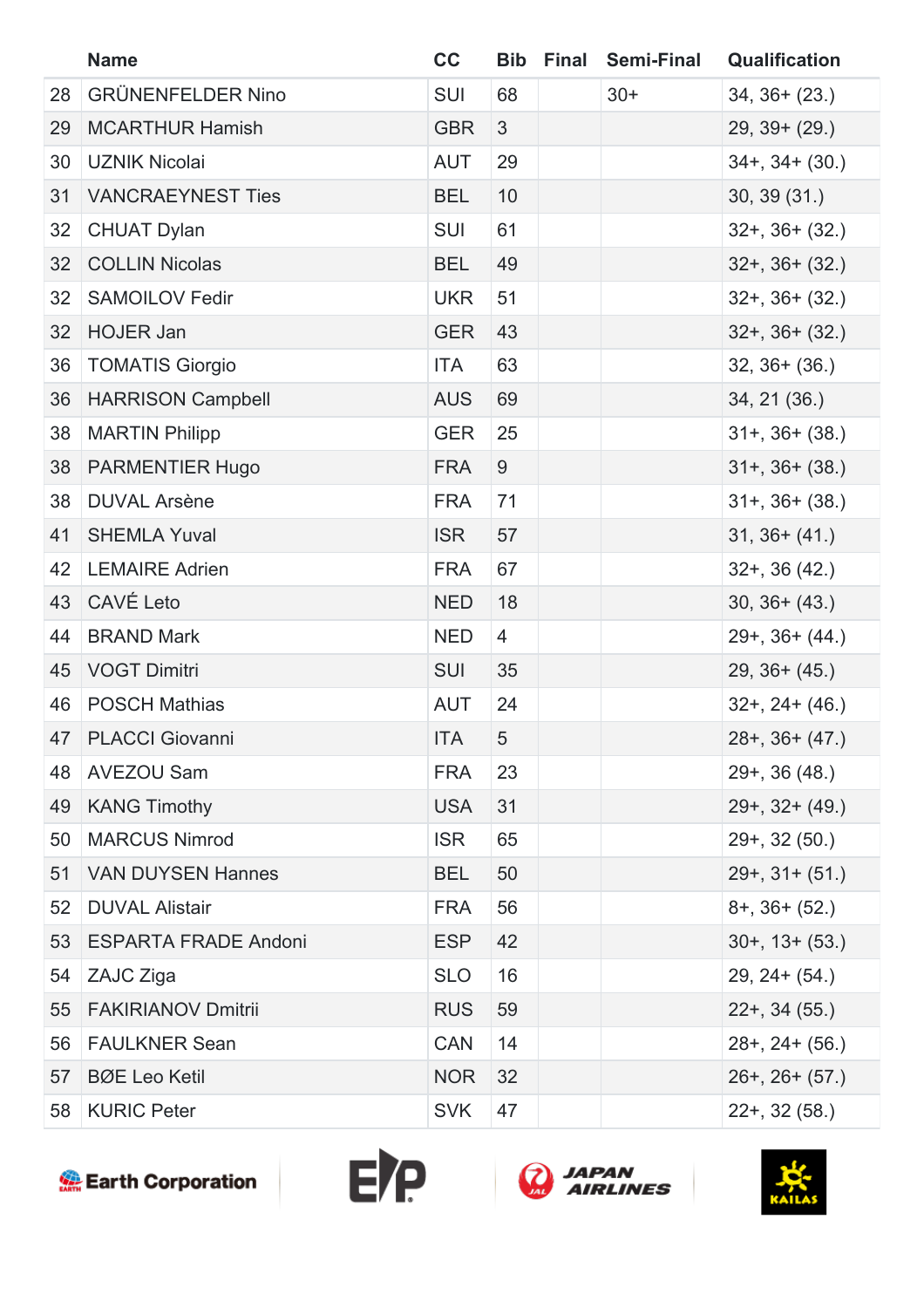| | Name | CC | Bib | Final | Semi-Final | Qualification |
|---|---|---|---|---|---|---|
| 28 | GRÜNENFELDER Nino | SUI | 68 | | 30+ | 34, 36+ (23.) |
| 29 | MCARTHUR Hamish | GBR | 3 | | | 29, 39+ (29.) |
| 30 | UZNIK Nicolai | AUT | 29 | | | 34+, 34+ (30.) |
| 31 | VANCRAEYNEST Ties | BEL | 10 | | | 30, 39 (31.) |
| 32 | CHUAT Dylan | SUI | 61 | | | 32+, 36+ (32.) |
| 32 | COLLIN Nicolas | BEL | 49 | | | 32+, 36+ (32.) |
| 32 | SAMOILOV Fedir | UKR | 51 | | | 32+, 36+ (32.) |
| 32 | HOJER Jan | GER | 43 | | | 32+, 36+ (32.) |
| 36 | TOMATIS Giorgio | ITA | 63 | | | 32, 36+ (36.) |
| 36 | HARRISON Campbell | AUS | 69 | | | 34, 21 (36.) |
| 38 | MARTIN Philipp | GER | 25 | | | 31+, 36+ (38.) |
| 38 | PARMENTIER Hugo | FRA | 9 | | | 31+, 36+ (38.) |
| 38 | DUVAL Arsène | FRA | 71 | | | 31+, 36+ (38.) |
| 41 | SHEMLA Yuval | ISR | 57 | | | 31, 36+ (41.) |
| 42 | LEMAIRE Adrien | FRA | 67 | | | 32+, 36 (42.) |
| 43 | CAVÉ Leto | NED | 18 | | | 30, 36+ (43.) |
| 44 | BRAND Mark | NED | 4 | | | 29+, 36+ (44.) |
| 45 | VOGT Dimitri | SUI | 35 | | | 29, 36+ (45.) |
| 46 | POSCH Mathias | AUT | 24 | | | 32+, 24+ (46.) |
| 47 | PLACCI Giovanni | ITA | 5 | | | 28+, 36+ (47.) |
| 48 | AVEZOU Sam | FRA | 23 | | | 29+, 36 (48.) |
| 49 | KANG Timothy | USA | 31 | | | 29+, 32+ (49.) |
| 50 | MARCUS Nimrod | ISR | 65 | | | 29+, 32 (50.) |
| 51 | VAN DUYSEN Hannes | BEL | 50 | | | 29+, 31+ (51.) |
| 52 | DUVAL Alistair | FRA | 56 | | | 8+, 36+ (52.) |
| 53 | ESPARTA FRADE Andoni | ESP | 42 | | | 30+, 13+ (53.) |
| 54 | ZAJC Ziga | SLO | 16 | | | 29, 24+ (54.) |
| 55 | FAKIRIANOV Dmitrii | RUS | 59 | | | 22+, 34 (55.) |
| 56 | FAULKNER Sean | CAN | 14 | | | 28+, 24+ (56.) |
| 57 | BØE Leo Ketil | NOR | 32 | | | 26+, 26+ (57.) |
| 58 | KURIC Peter | SVK | 47 | | | 22+, 32 (58.) |

Earth Corporation  E/P  JAPAN AIRLINES  KAILAS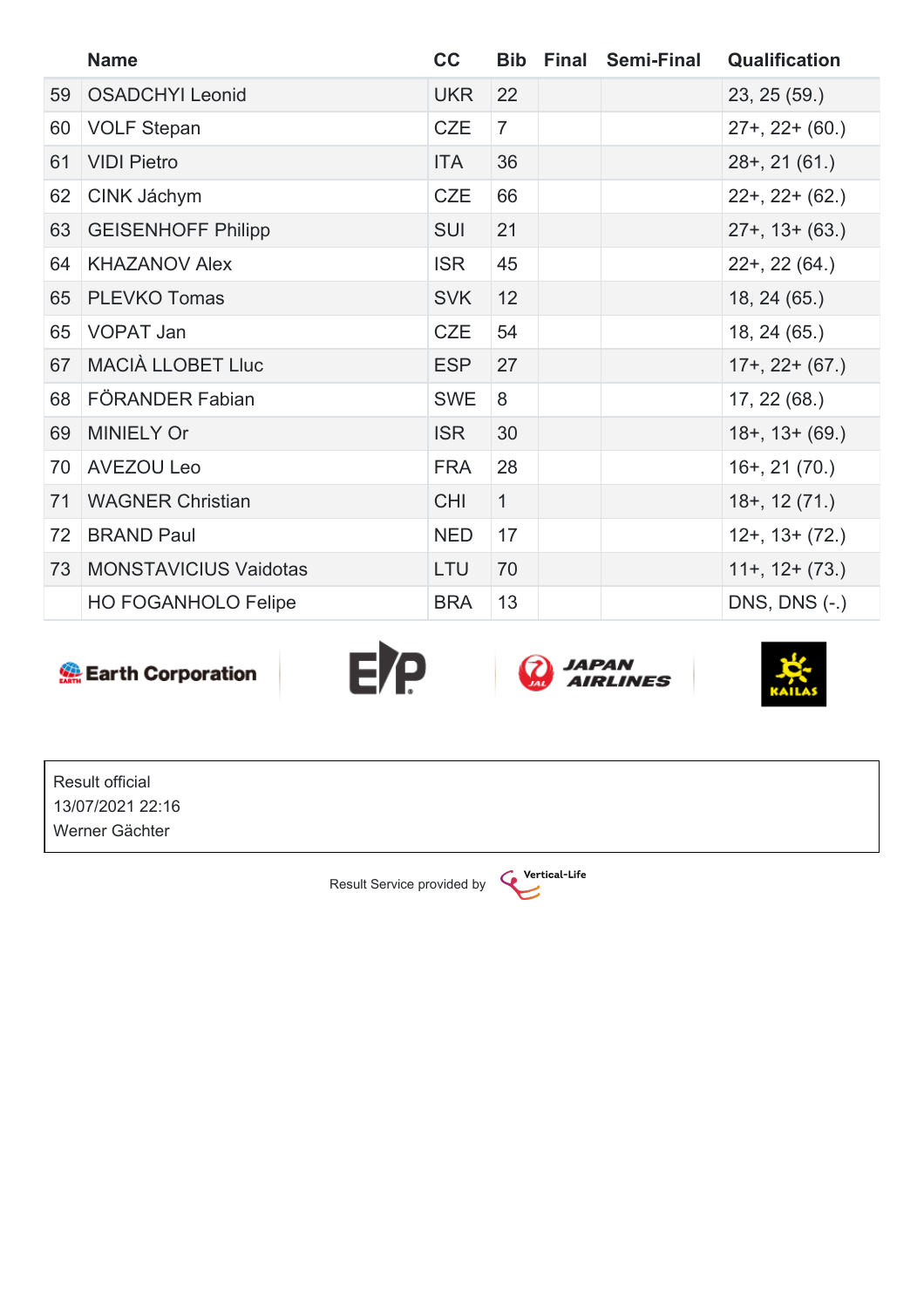| | Name | CC | Bib | Final | Semi-Final | Qualification |
|---|---|---|---|---|---|---|
| 59 | OSADCHYI Leonid | UKR | 22 | | | 23, 25 (59.) |
| 60 | VOLF Stepan | CZE | 7 | | | 27+, 22+ (60.) |
| 61 | VIDI Pietro | ITA | 36 | | | 28+, 21 (61.) |
| 62 | CINK Jáchym | CZE | 66 | | | 22+, 22+ (62.) |
| 63 | GEISENHOFF Philipp | SUI | 21 | | | 27+, 13+ (63.) |
| 64 | KHAZANOV Alex | ISR | 45 | | | 22+, 22 (64.) |
| 65 | PLEVKO Tomas | SVK | 12 | | | 18, 24 (65.) |
| 65 | VOPAT Jan | CZE | 54 | | | 18, 24 (65.) |
| 67 | MACIÀ LLOBET Lluc | ESP | 27 | | | 17+, 22+ (67.) |
| 68 | FÖRANDER Fabian | SWE | 8 | | | 17, 22 (68.) |
| 69 | MINIELY Or | ISR | 30 | | | 18+, 13+ (69.) |
| 70 | AVEZOU Leo | FRA | 28 | | | 16+, 21 (70.) |
| 71 | WAGNER Christian | CHI | 1 | | | 18+, 12 (71.) |
| 72 | BRAND Paul | NED | 17 | | | 12+, 13+ (72.) |
| 73 | MONSTAVICIUS Vaidotas | LTU | 70 | | | 11+, 12+ (73.) |
| | HO FOGANHOLO Felipe | BRA | 13 | | | DNS, DNS (-.) |

Earth Corporation

EP

JAPAN AIRLINES

KAILAS

Result official
13/07/2021 22:16
Werner Gächter

Result Service provided by Vertical-Life